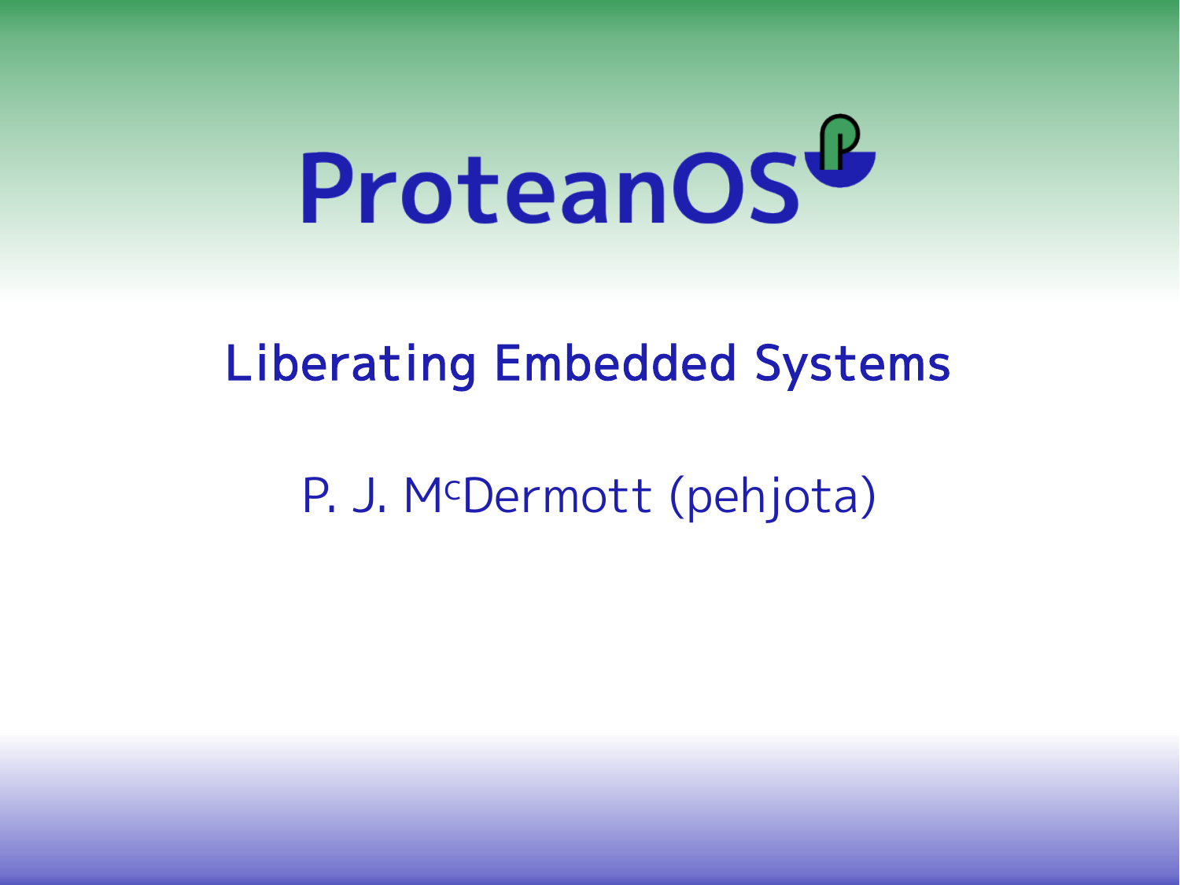# ProteanOS

## Liberating Embedded Systems

P. J. McDermott (pehjota)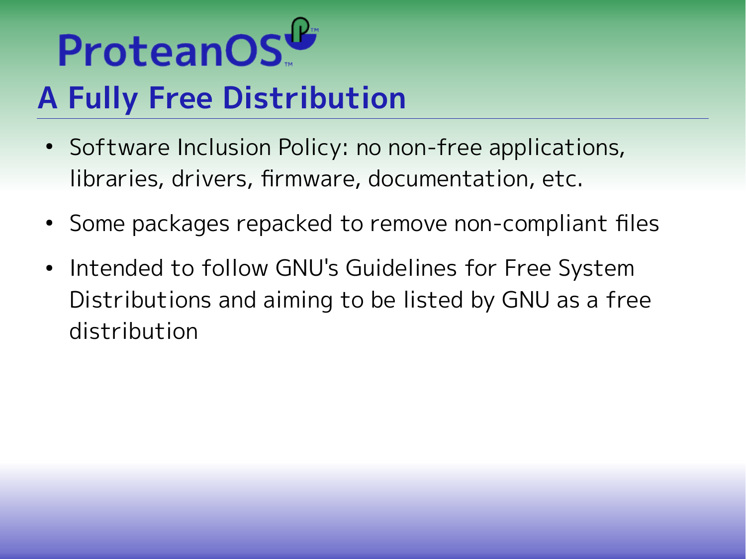# ProteanOS

## A Fully Free Distribution

- Software Inclusion Policy: no non-free applications, libraries, drivers, firmware, documentation, etc.
- Some packages repacked to remove non-compliant files
- Intended to follow GNU's Guidelines for Free System Distributions and aiming to be listed by GNU as a free distribution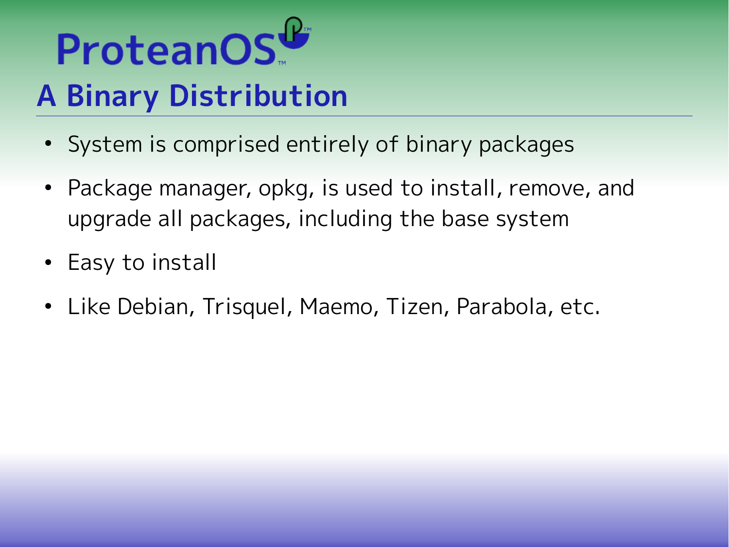ProteanOS™

# A Binary Distribution

- System is comprised entirely of binary packages
- Package manager, opkg, is used to install, remove, and upgrade all packages, including the base system
- Easy to install
- Like Debian, Trisquel, Maemo, Tizen, Parabola, etc.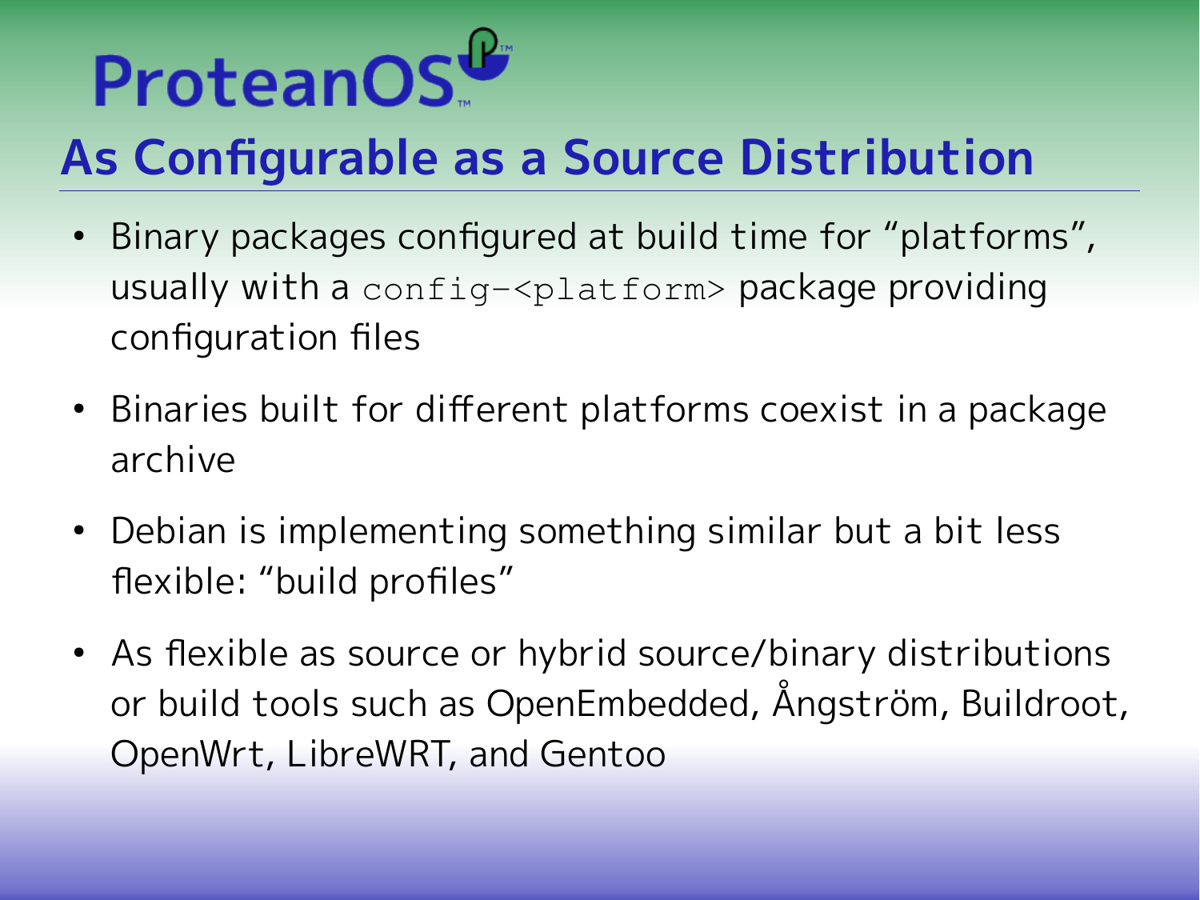ProteanOS

## As Configurable as a Source Distribution

- Binary packages configured at build time for “platforms”, usually with a `config-<platform>` package providing configuration files
- Binaries built for different platforms coexist in a package archive
- Debian is implementing something similar but a bit less flexible: “build profiles”
- As flexible as source or hybrid source/binary distributions or build tools such as OpenEmbedded, Ångström, Buildroot, OpenWrt, LibreWRT, and Gentoo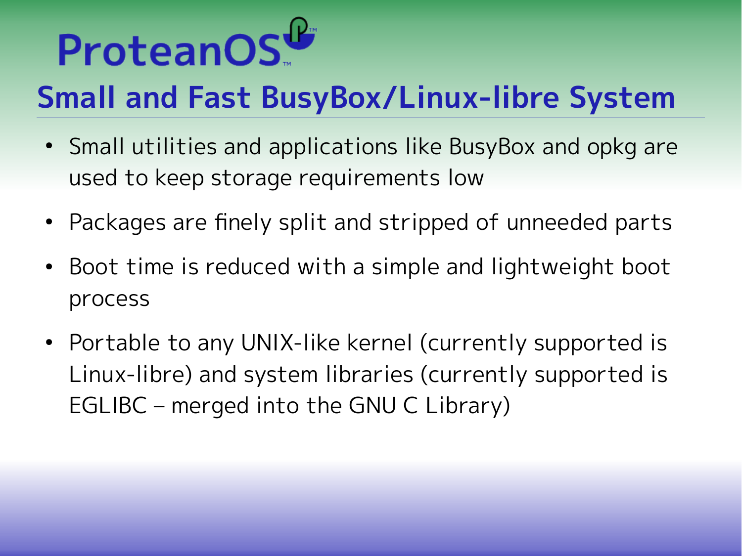ProteanOS

## Small and Fast BusyBox/Linux-libre System

- Small utilities and applications like BusyBox and opkg are used to keep storage requirements low
- Packages are finely split and stripped of unneeded parts
- Boot time is reduced with a simple and lightweight boot process
- Portable to any UNIX-like kernel (currently supported is Linux-libre) and system libraries (currently supported is EGLIBC – merged into the GNU C Library)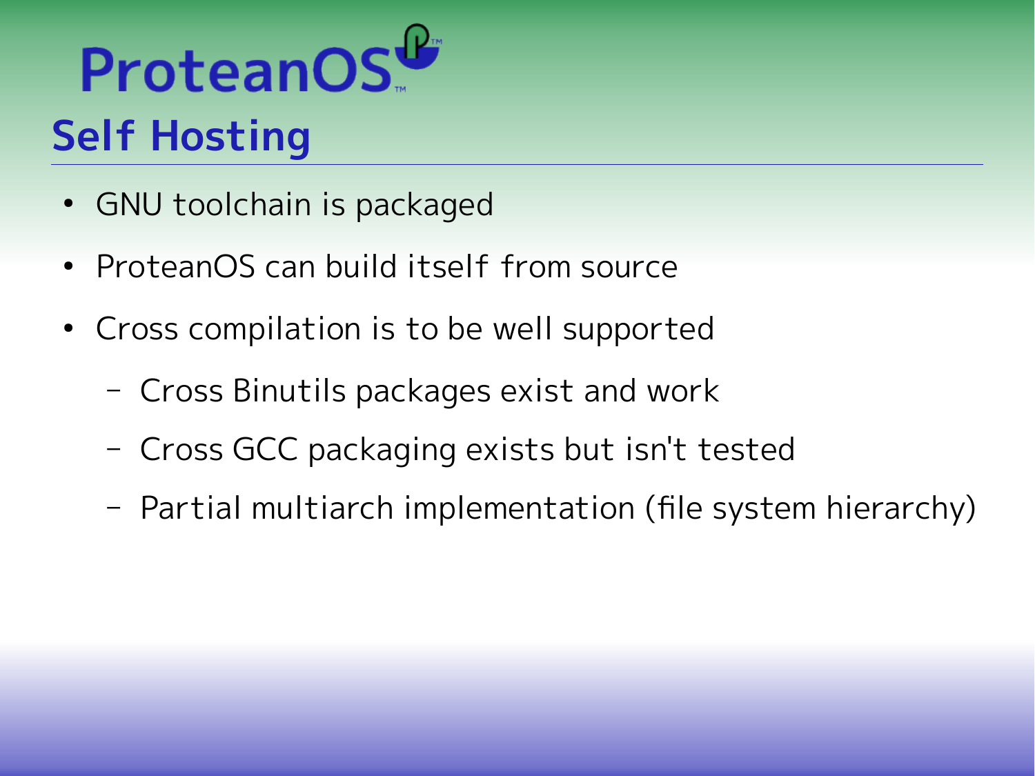## Self Hosting

- GNU toolchain is packaged
- ProteanOS can build itself from source
- Cross compilation is to be well supported
  - Cross Binutils packages exist and work
  - Cross GCC packaging exists but isn't tested
  - Partial multiarch implementation (file system hierarchy)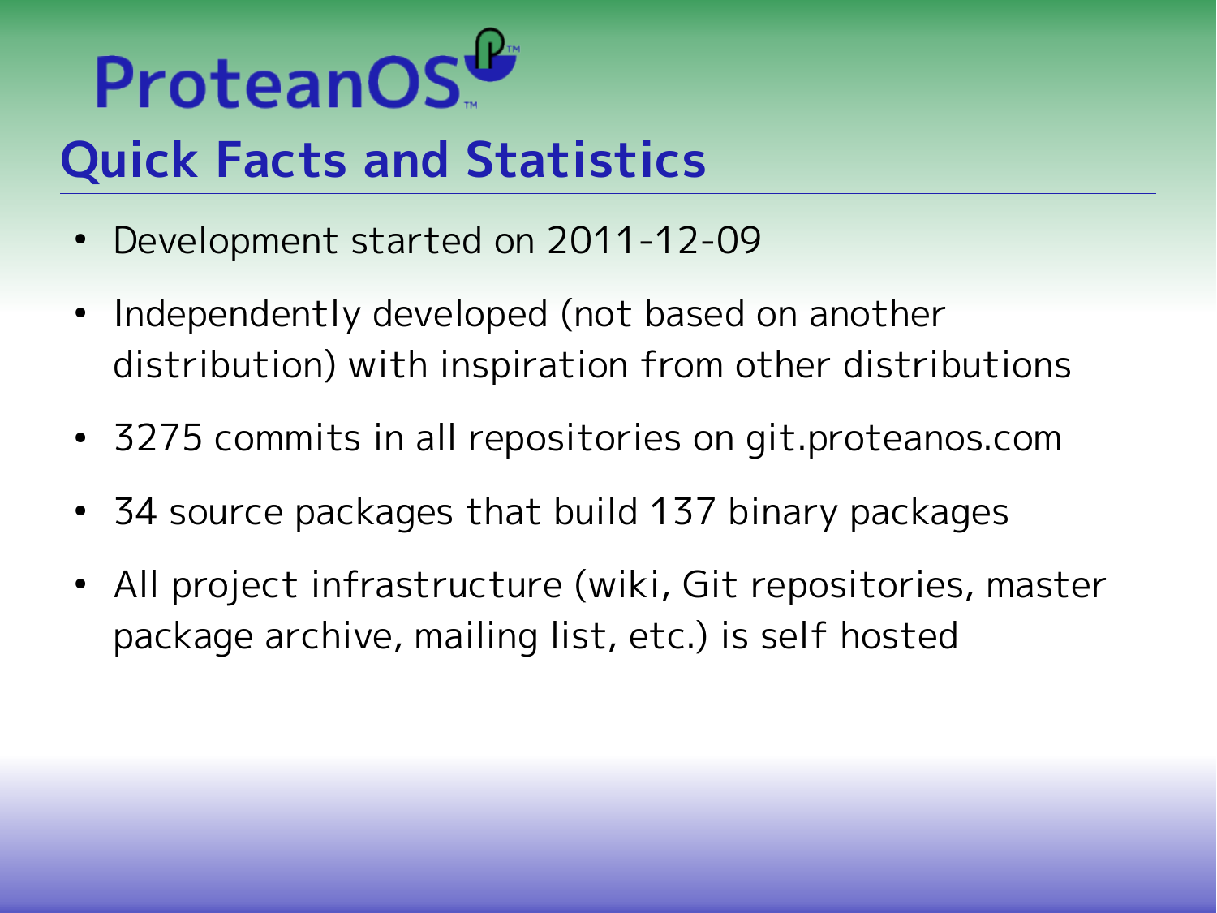# ProteanOS

## Quick Facts and Statistics

- Development started on 2011-12-09
- Independently developed (not based on another distribution) with inspiration from other distributions
- 3275 commits in all repositories on git.proteanos.com
- 34 source packages that build 137 binary packages
- All project infrastructure (wiki, Git repositories, master package archive, mailing list, etc.) is self hosted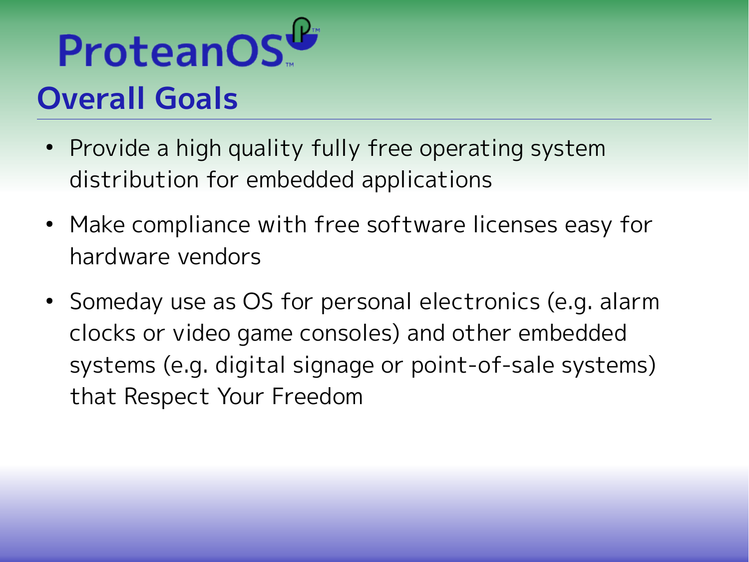# ProteanOS

## Overall Goals

- Provide a high quality fully free operating system distribution for embedded applications
- Make compliance with free software licenses easy for hardware vendors
- Someday use as OS for personal electronics (e.g. alarm clocks or video game consoles) and other embedded systems (e.g. digital signage or point-of-sale systems) that Respect Your Freedom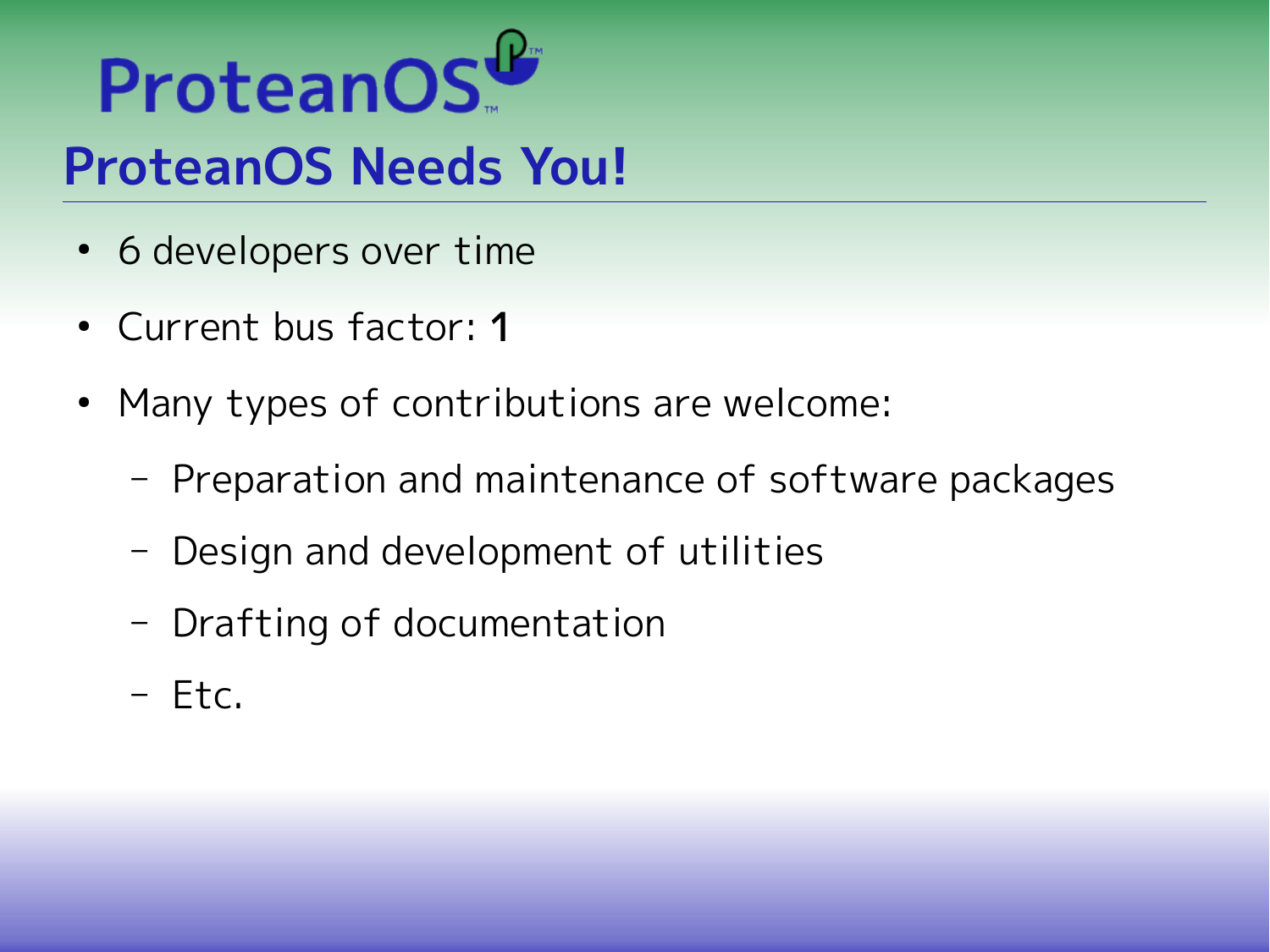# ProteanOS Needs You!

- 6 developers over time
- Current bus factor: **1**
- Many types of contributions are welcome:
  - Preparation and maintenance of software packages
  - Design and development of utilities
  - Drafting of documentation
  - Etc.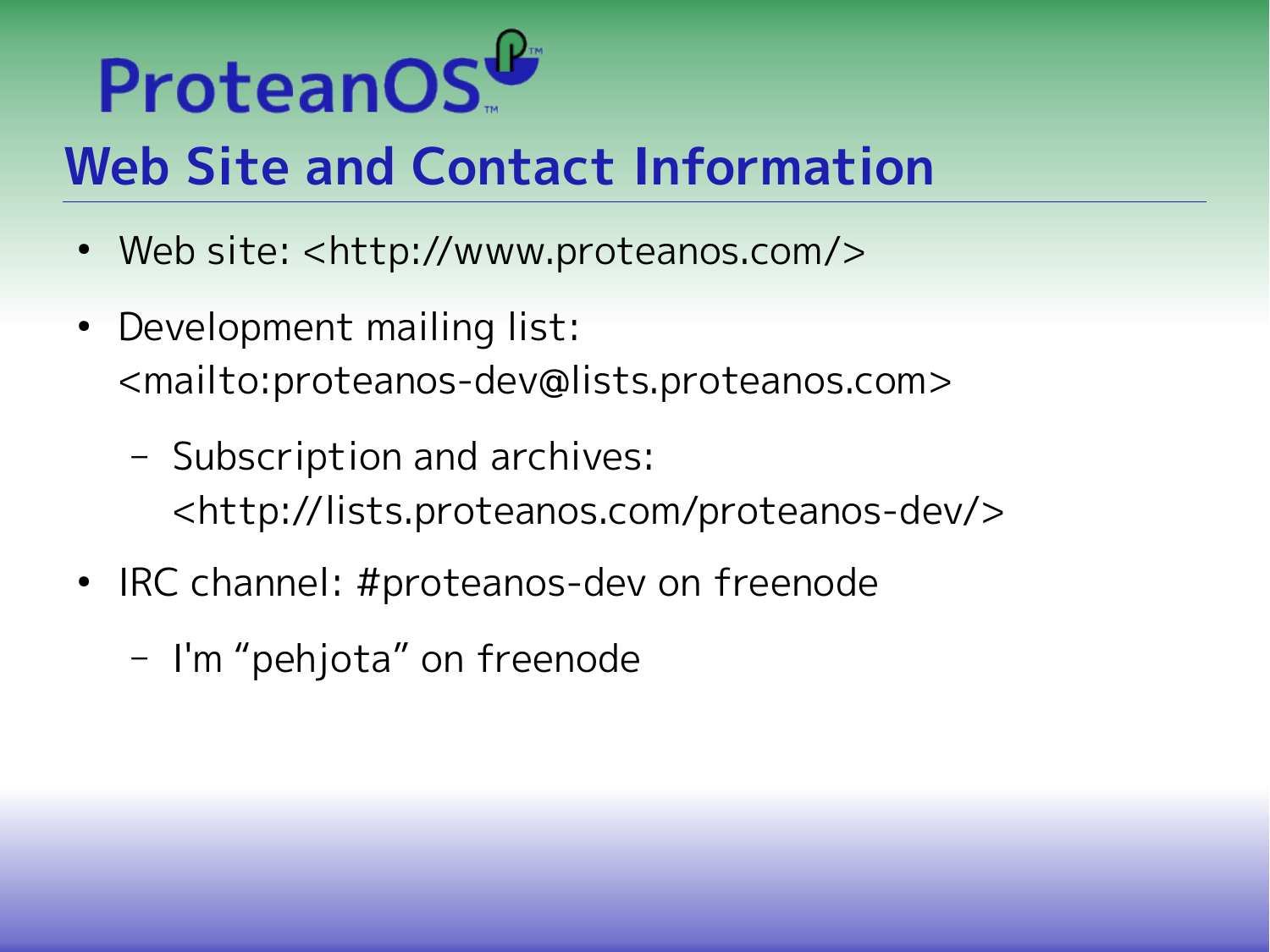ProteanOS

## Web Site and Contact Information

- Web site: <http://www.proteanos.com/>
- Development mailing list: <mailto:proteanos-dev@lists.proteanos.com>
  - Subscription and archives: <http://lists.proteanos.com/proteanos-dev/>
- IRC channel: #proteanos-dev on freenode
  - I'm “pehjota” on freenode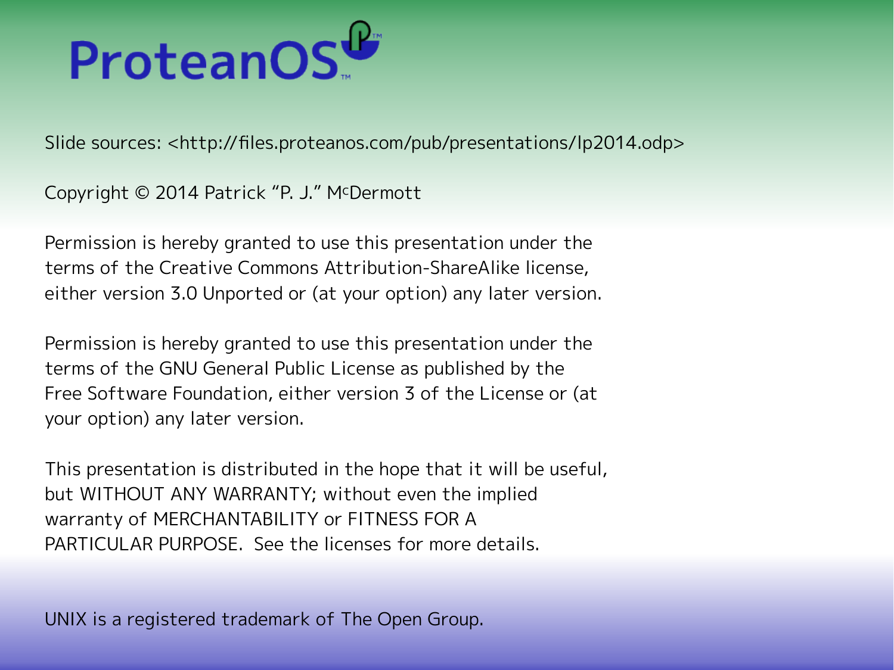# ProteanOS

Slide sources: <http://files.proteanos.com/pub/presentations/lp2014.odp>

Copyright © 2014 Patrick "P. J." McDermott

Permission is hereby granted to use this presentation under the terms of the Creative Commons Attribution-ShareAlike license, either version 3.0 Unported or (at your option) any later version.

Permission is hereby granted to use this presentation under the terms of the GNU General Public License as published by the Free Software Foundation, either version 3 of the License or (at your option) any later version.

This presentation is distributed in the hope that it will be useful, but WITHOUT ANY WARRANTY; without even the implied warranty of MERCHANTABILITY or FITNESS FOR A PARTICULAR PURPOSE. See the licenses for more details.

UNIX is a registered trademark of The Open Group.